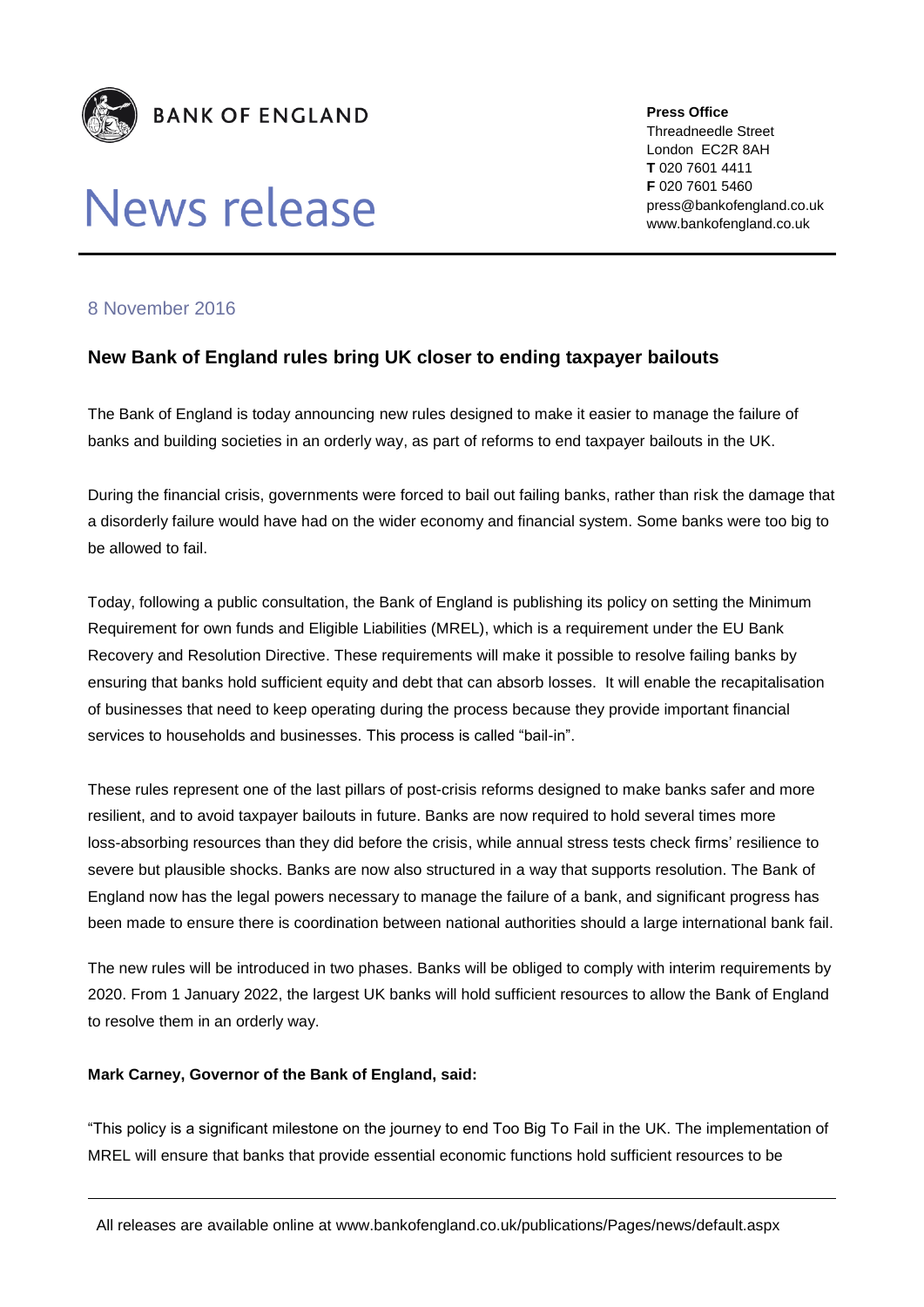BANK OF ENGLAND

# News release

**Press Office**
Threadneedle Street
London EC2R 8AH
**T** 020 7601 4411
**F** 020 7601 5460
press@bankofengland.co.uk
www.bankofengland.co.uk

8 November 2016

## New Bank of England rules bring UK closer to ending taxpayer bailouts

The Bank of England is today announcing new rules designed to make it easier to manage the failure of banks and building societies in an orderly way, as part of reforms to end taxpayer bailouts in the UK.

During the financial crisis, governments were forced to bail out failing banks, rather than risk the damage that a disorderly failure would have had on the wider economy and financial system. Some banks were too big to be allowed to fail.

Today, following a public consultation, the Bank of England is publishing its policy on setting the Minimum Requirement for own funds and Eligible Liabilities (MREL), which is a requirement under the EU Bank Recovery and Resolution Directive. These requirements will make it possible to resolve failing banks by ensuring that banks hold sufficient equity and debt that can absorb losses. It will enable the recapitalisation of businesses that need to keep operating during the process because they provide important financial services to households and businesses. This process is called "bail-in".

These rules represent one of the last pillars of post-crisis reforms designed to make banks safer and more resilient, and to avoid taxpayer bailouts in future. Banks are now required to hold several times more loss-absorbing resources than they did before the crisis, while annual stress tests check firms' resilience to severe but plausible shocks. Banks are now also structured in a way that supports resolution. The Bank of England now has the legal powers necessary to manage the failure of a bank, and significant progress has been made to ensure there is coordination between national authorities should a large international bank fail.

The new rules will be introduced in two phases. Banks will be obliged to comply with interim requirements by 2020. From 1 January 2022, the largest UK banks will hold sufficient resources to allow the Bank of England to resolve them in an orderly way.

**Mark Carney, Governor of the Bank of England, said:**

"This policy is a significant milestone on the journey to end Too Big To Fail in the UK. The implementation of MREL will ensure that banks that provide essential economic functions hold sufficient resources to be

All releases are available online at www.bankofengland.co.uk/publications/Pages/news/default.aspx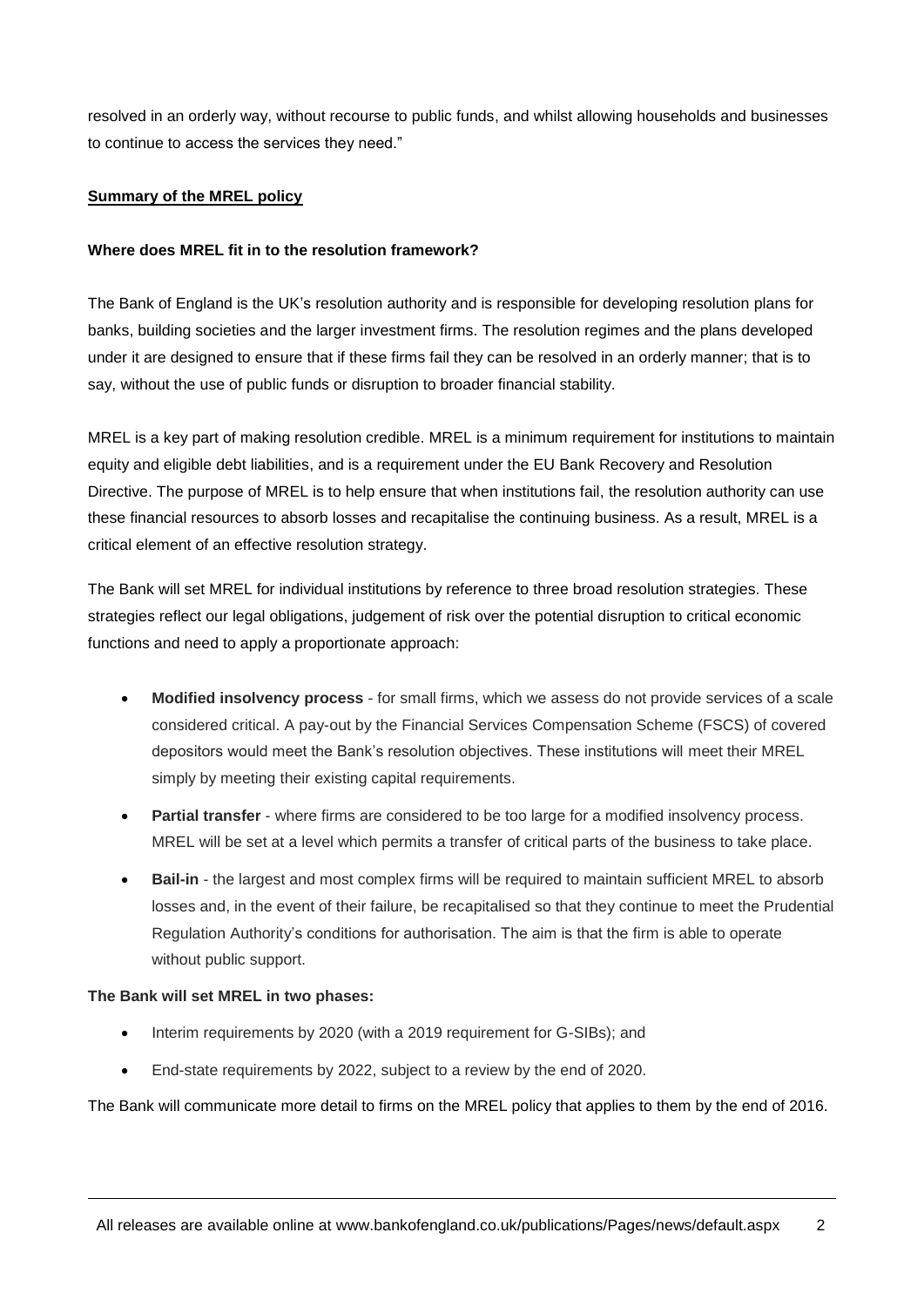resolved in an orderly way, without recourse to public funds, and whilst allowing households and businesses to continue to access the services they need."

**Summary of the MREL policy**

**Where does MREL fit in to the resolution framework?**

The Bank of England is the UK's resolution authority and is responsible for developing resolution plans for banks, building societies and the larger investment firms. The resolution regimes and the plans developed under it are designed to ensure that if these firms fail they can be resolved in an orderly manner; that is to say, without the use of public funds or disruption to broader financial stability.

MREL is a key part of making resolution credible. MREL is a minimum requirement for institutions to maintain equity and eligible debt liabilities, and is a requirement under the EU Bank Recovery and Resolution Directive. The purpose of MREL is to help ensure that when institutions fail, the resolution authority can use these financial resources to absorb losses and recapitalise the continuing business. As a result, MREL is a critical element of an effective resolution strategy.

The Bank will set MREL for individual institutions by reference to three broad resolution strategies. These strategies reflect our legal obligations, judgement of risk over the potential disruption to critical economic functions and need to apply a proportionate approach:

- **Modified insolvency process** - for small firms, which we assess do not provide services of a scale considered critical. A pay-out by the Financial Services Compensation Scheme (FSCS) of covered depositors would meet the Bank's resolution objectives. These institutions will meet their MREL simply by meeting their existing capital requirements.
- **Partial transfer** - where firms are considered to be too large for a modified insolvency process. MREL will be set at a level which permits a transfer of critical parts of the business to take place.
- **Bail-in** - the largest and most complex firms will be required to maintain sufficient MREL to absorb losses and, in the event of their failure, be recapitalised so that they continue to meet the Prudential Regulation Authority's conditions for authorisation. The aim is that the firm is able to operate without public support.

**The Bank will set MREL in two phases:**

- Interim requirements by 2020 (with a 2019 requirement for G-SIBs); and
- End-state requirements by 2022, subject to a review by the end of 2020.

The Bank will communicate more detail to firms on the MREL policy that applies to them by the end of 2016.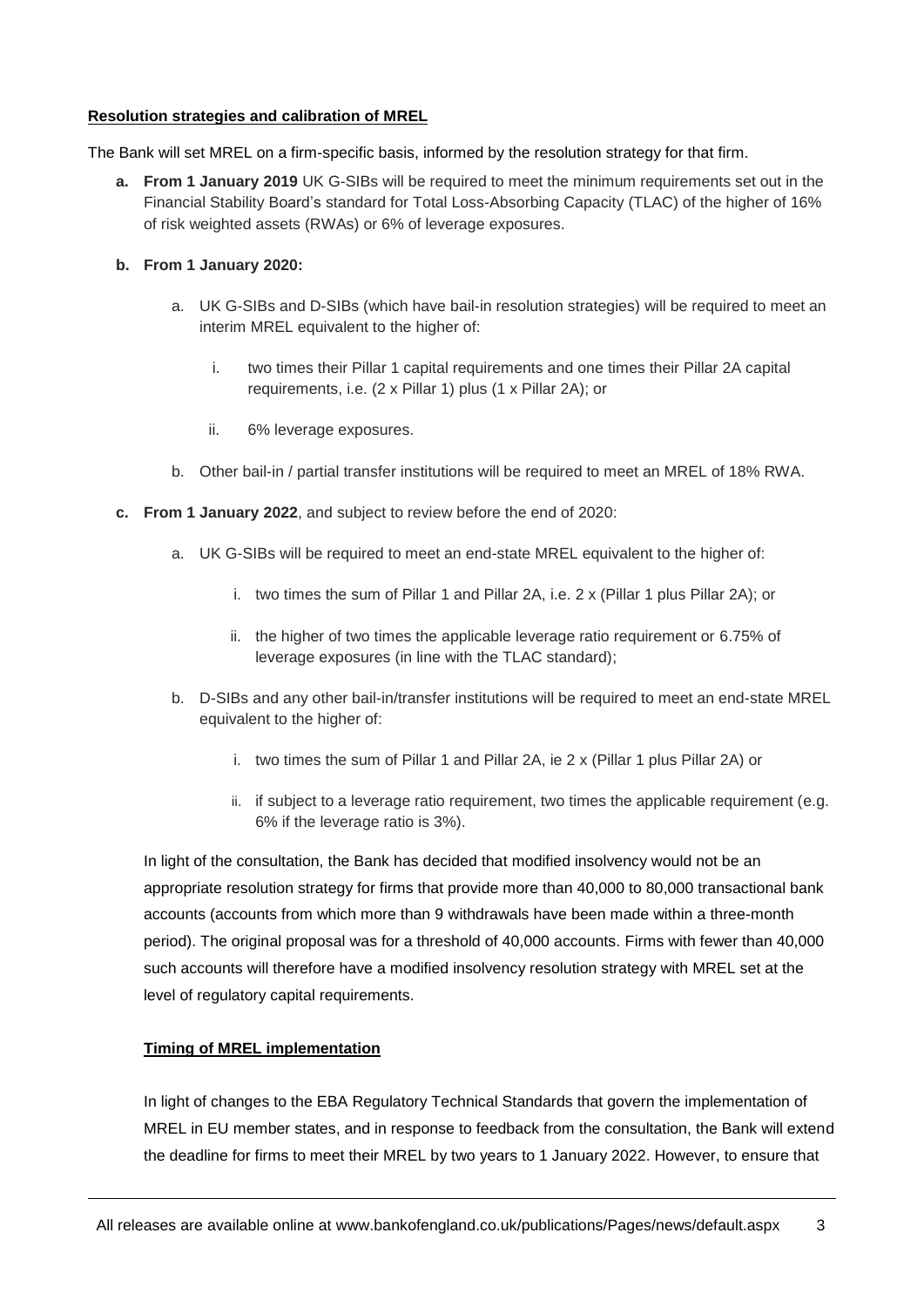**Resolution strategies and calibration of MREL**

The Bank will set MREL on a firm-specific basis, informed by the resolution strategy for that firm.

a. **From 1 January 2019** UK G-SIBs will be required to meet the minimum requirements set out in the Financial Stability Board's standard for Total Loss-Absorbing Capacity (TLAC) of the higher of 16% of risk weighted assets (RWAs) or 6% of leverage exposures.

b. **From 1 January 2020:**

   a. UK G-SIBs and D-SIBs (which have bail-in resolution strategies) will be required to meet an interim MREL equivalent to the higher of:

      i. two times their Pillar 1 capital requirements and one times their Pillar 2A capital requirements, i.e. (2 x Pillar 1) plus (1 x Pillar 2A); or

      ii. 6% leverage exposures.

   b. Other bail-in / partial transfer institutions will be required to meet an MREL of 18% RWA.

c. **From 1 January 2022**, and subject to review before the end of 2020:

   a. UK G-SIBs will be required to meet an end-state MREL equivalent to the higher of:

      i. two times the sum of Pillar 1 and Pillar 2A, i.e. 2 x (Pillar 1 plus Pillar 2A); or

      ii. the higher of two times the applicable leverage ratio requirement or 6.75% of leverage exposures (in line with the TLAC standard);

   b. D-SIBs and any other bail-in/transfer institutions will be required to meet an end-state MREL equivalent to the higher of:

      i. two times the sum of Pillar 1 and Pillar 2A, ie 2 x (Pillar 1 plus Pillar 2A) or

      ii. if subject to a leverage ratio requirement, two times the applicable requirement (e.g. 6% if the leverage ratio is 3%).

In light of the consultation, the Bank has decided that modified insolvency would not be an appropriate resolution strategy for firms that provide more than 40,000 to 80,000 transactional bank accounts (accounts from which more than 9 withdrawals have been made within a three-month period). The original proposal was for a threshold of 40,000 accounts. Firms with fewer than 40,000 such accounts will therefore have a modified insolvency resolution strategy with MREL set at the level of regulatory capital requirements.

**Timing of MREL implementation**

In light of changes to the EBA Regulatory Technical Standards that govern the implementation of MREL in EU member states, and in response to feedback from the consultation, the Bank will extend the deadline for firms to meet their MREL by two years to 1 January 2022. However, to ensure that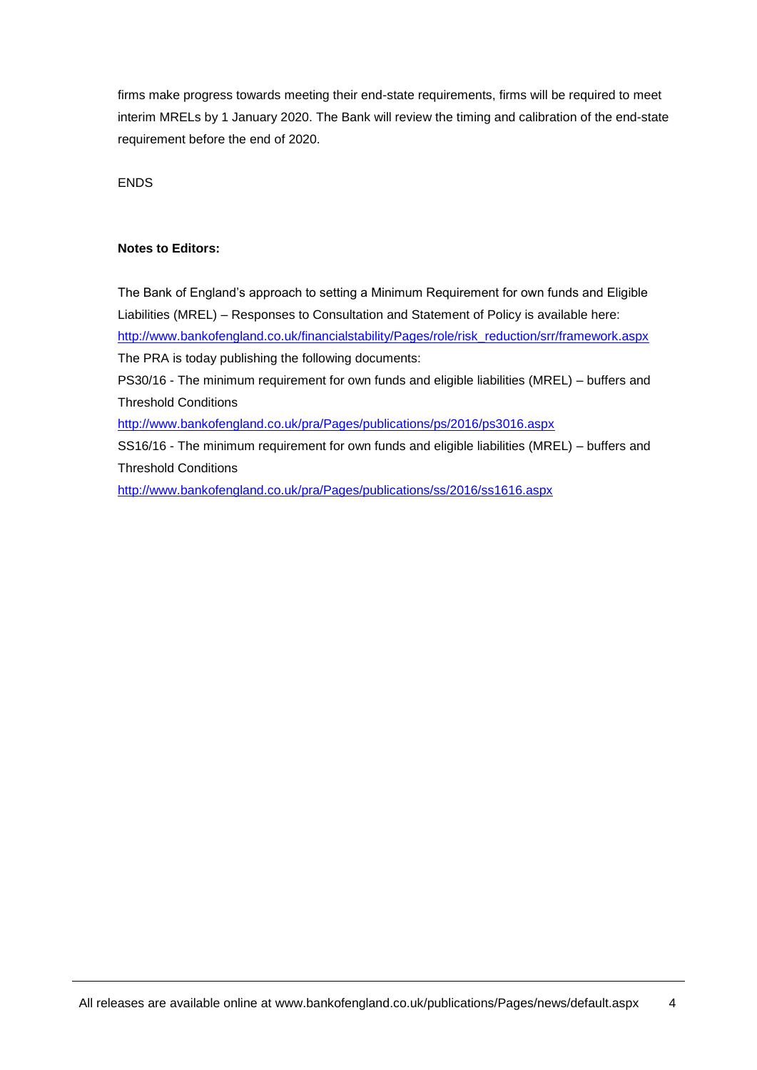firms make progress towards meeting their end-state requirements, firms will be required to meet interim MRELs by 1 January 2020. The Bank will review the timing and calibration of the end-state requirement before the end of 2020.

ENDS

**Notes to Editors:**

The Bank of England's approach to setting a Minimum Requirement for own funds and Eligible Liabilities (MREL) – Responses to Consultation and Statement of Policy is available here:
http://www.bankofengland.co.uk/financialstability/Pages/role/risk_reduction/srr/framework.aspx

The PRA is today publishing the following documents:

PS30/16 - The minimum requirement for own funds and eligible liabilities (MREL) – buffers and Threshold Conditions
http://www.bankofengland.co.uk/pra/Pages/publications/ps/2016/ps3016.aspx

SS16/16 - The minimum requirement for own funds and eligible liabilities (MREL) – buffers and Threshold Conditions
http://www.bankofengland.co.uk/pra/Pages/publications/ss/2016/ss1616.aspx